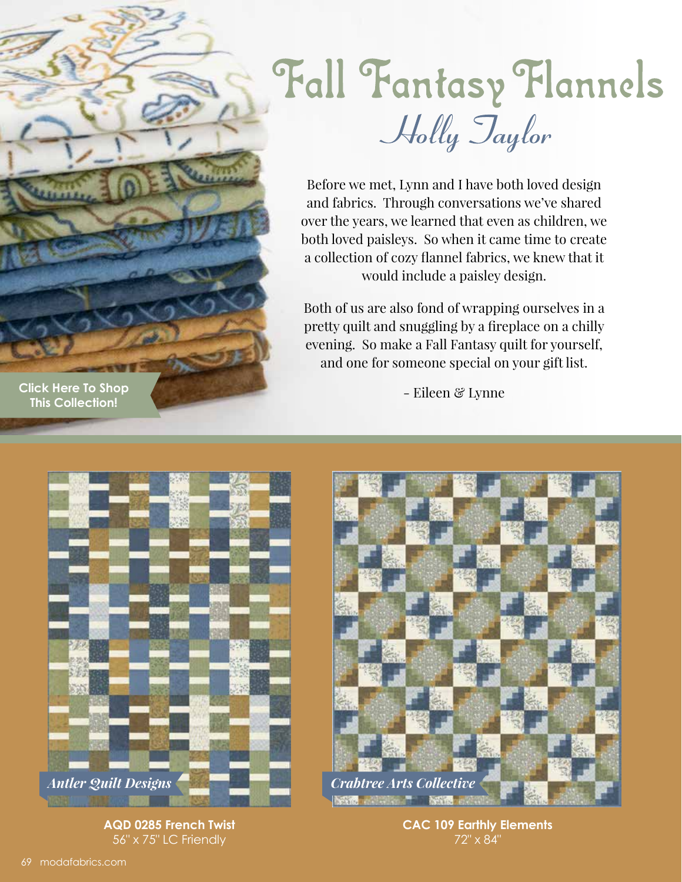# Fall Fantasy Flannels

## *Holly Taylor*

Before we met, Lynn and I have both loved design and fabrics. Through conversations we've shared over the years, we learned that even as children, we both loved paisleys. So when it came time to create a collection of cozy flannel fabrics, we knew that it would include a paisley design.

Both of us are also fond of wrapping ourselves in a pretty quilt and snuggling by a fireplace on a chilly evening. So make a Fall Fantasy quilt for yourself, and one for someone special on your gift list.

- Eileen & Lynne

**Click Here To Shop This Collection!**

*Antler Quilt Designs*

**AQD 0285 French Twist**
56" x 75" LC Friendly

*Crabtree Arts Collective*

**CAC 109 Earthly Elements**
72" x 84"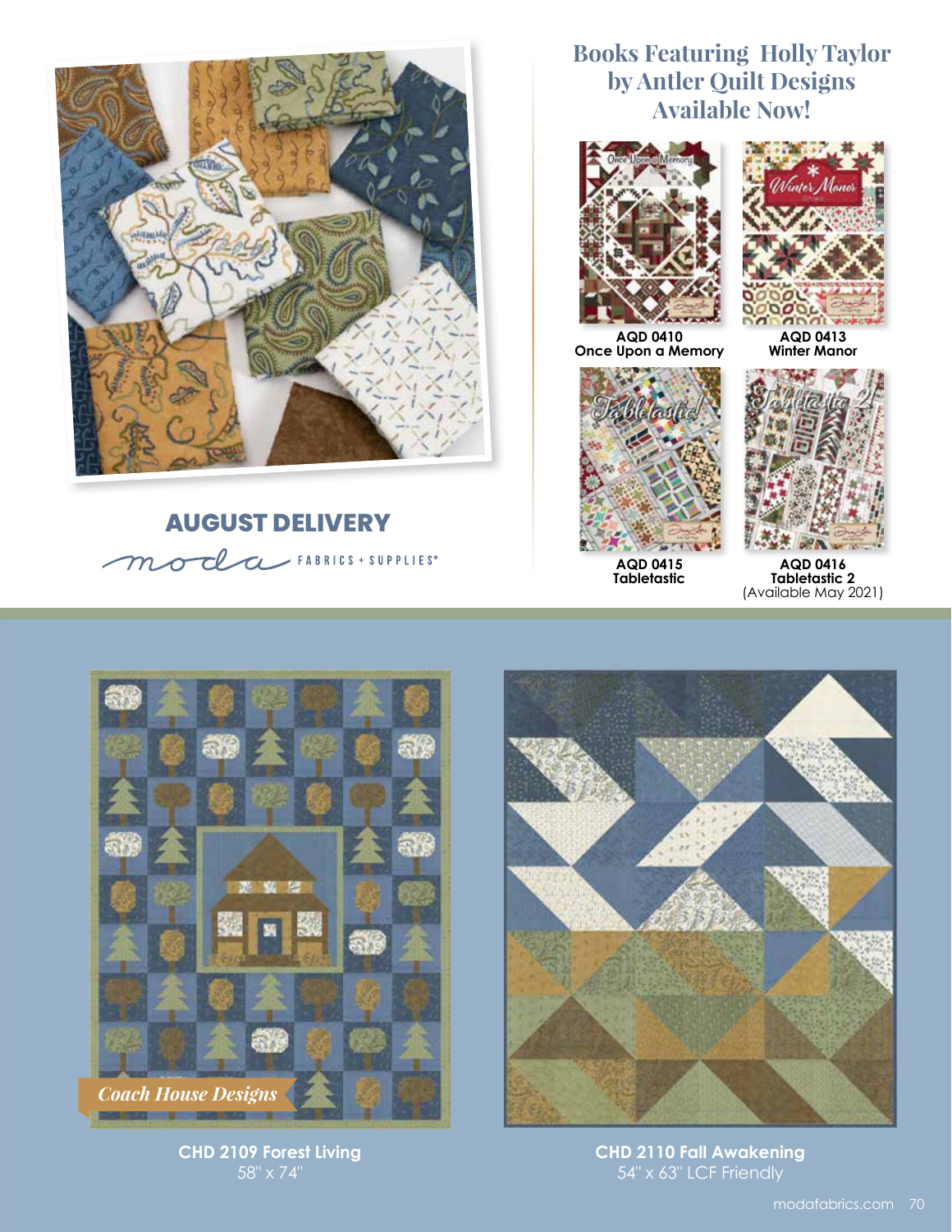## AUGUST DELIVERY

moda FABRICS + SUPPLIES®

## Books Featuring Holly Taylor by Antler Quilt Designs Available Now!

**AQD 0410**
**Once Upon a Memory**

**AQD 0413**
**Winter Manor**

**AQD 0415**
**Tabletastic**

**AQD 0416**
**Tabletastic 2**
(Available May 2021)

*Coach House Designs*

**CHD 2109 Forest Living**
58" x 74"

**CHD 2110 Fall Awakening**
54" x 63" LCF Friendly

modafabrics.com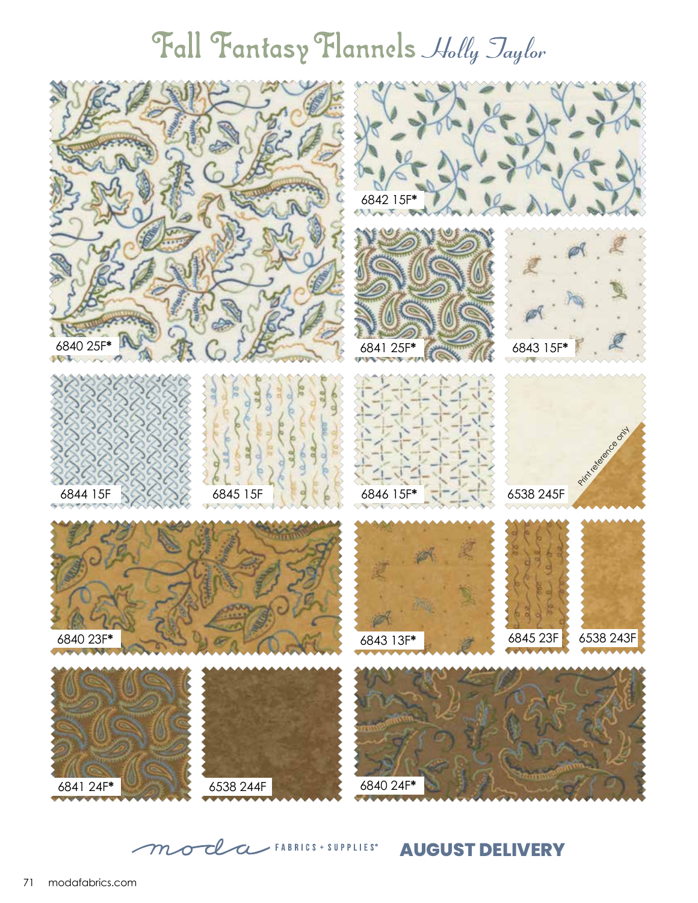# Fall Fantasy Flannels *Holly Taylor*

6840 25F*

6842 15F*

6841 25F*

6843 15F*

6844 15F

6845 15F

6846 15F*

6538 245F

Print reference only

6840 23F*

6843 13F*

6845 23F

6538 243F

6841 24F*

6538 244F

6840 24F*

moda FABRICS + SUPPLIES®

**AUGUST DELIVERY**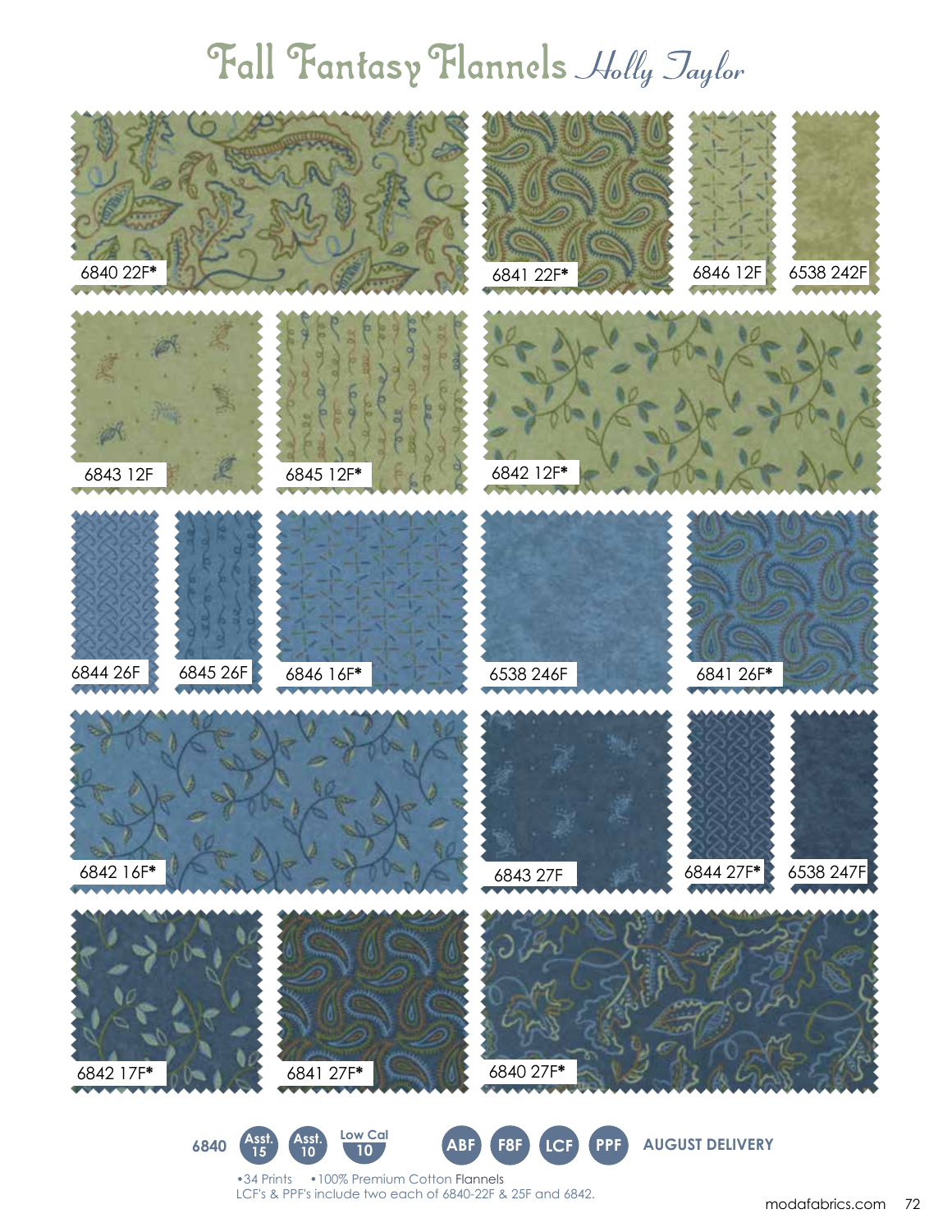# Fall Fantasy Flannels *Holly Taylor*

6840 22F*

6841 22F*

6846 12F

6538 242F

6843 12F

6845 12F*

6842 12F*

6844 26F

6845 26F

6846 16F*

6538 246F

6841 26F*

6842 16F*

6843 27F

6844 27F*

6538 247F

6842 17F*

6841 27F*

6840 27F*

6840 Asst. 15 Asst. 10 Low Cal 10 ABF F8F LCF PPF **AUGUST DELIVERY**

•34 Prints •100% Premium Cotton Flannels

LCF's & PPF's include two each of 6840-22F & 25F and 6842.

modafabrics.com